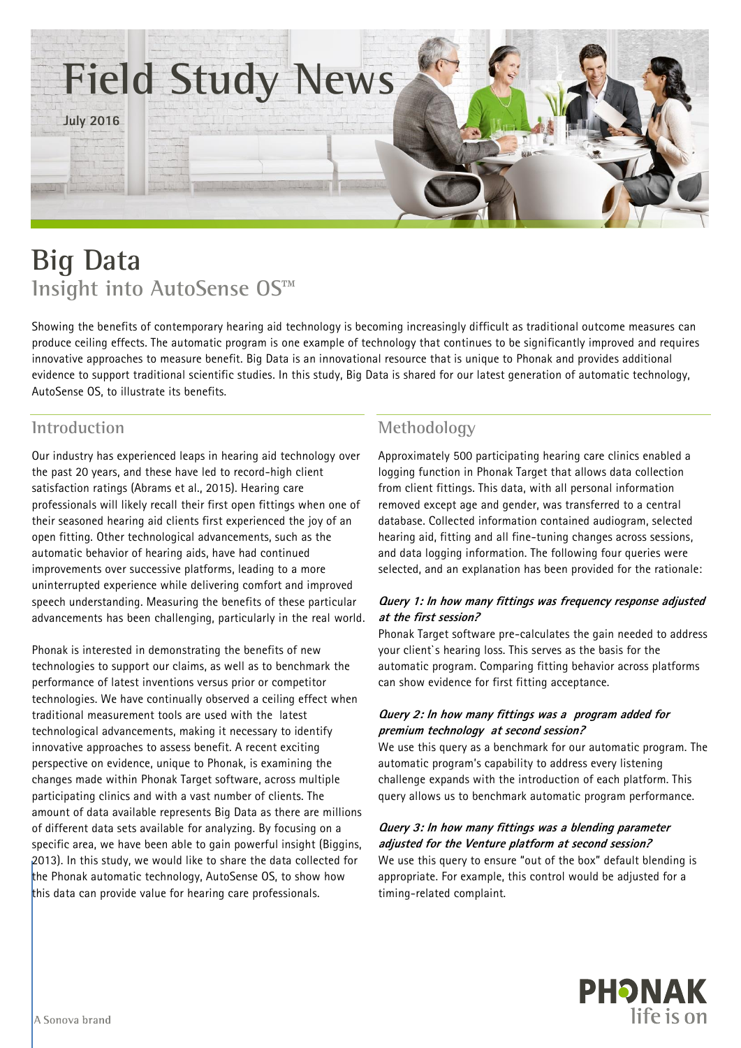# Field Study News

July 2016

# Big Data

## Insight into AutoSense OS™

Showing the benefits of contemporary hearing aid technology is becoming increasingly difficult as traditional outcome measures can produce ceiling effects. The automatic program is one example of technology that continues to be significantly improved and requires innovative approaches to measure benefit. Big Data is an innovational resource that is unique to Phonak and provides additional evidence to support traditional scientific studies. In this study, Big Data is shared for our latest generation of automatic technology, AutoSense OS, to illustrate its benefits.

## Introduction

Our industry has experienced leaps in hearing aid technology over the past 20 years, and these have led to record-high client satisfaction ratings (Abrams et al., 2015). Hearing care professionals will likely recall their first open fittings when one of their seasoned hearing aid clients first experienced the joy of an open fitting. Other technological advancements, such as the automatic behavior of hearing aids, have had continued improvements over successive platforms, leading to a more uninterrupted experience while delivering comfort and improved speech understanding. Measuring the benefits of these particular advancements has been challenging, particularly in the real world.

Phonak is interested in demonstrating the benefits of new technologies to support our claims, as well as to benchmark the performance of latest inventions versus prior or competitor technologies. We have continually observed a ceiling effect when traditional measurement tools are used with the latest technological advancements, making it necessary to identify innovative approaches to assess benefit. A recent exciting perspective on evidence, unique to Phonak, is examining the changes made within Phonak Target software, across multiple participating clinics and with a vast number of clients. The amount of data available represents Big Data as there are millions of different data sets available for analyzing. By focusing on a specific area, we have been able to gain powerful insight (Biggins, 2013). In this study, we would like to share the data collected for the Phonak automatic technology, AutoSense OS, to show how this data can provide value for hearing care professionals.

## Methodology

Approximately 500 participating hearing care clinics enabled a logging function in Phonak Target that allows data collection from client fittings. This data, with all personal information removed except age and gender, was transferred to a central database. Collected information contained audiogram, selected hearing aid, fitting and all fine-tuning changes across sessions, and data logging information. The following four queries were selected, and an explanation has been provided for the rationale:

***Query 1: In how many fittings was frequency response adjusted at the first session?***

Phonak Target software pre-calculates the gain needed to address your client`s hearing loss. This serves as the basis for the automatic program. Comparing fitting behavior across platforms can show evidence for first fitting acceptance.

***Query 2: In how many fittings was a program added for premium technology at second session?***

We use this query as a benchmark for our automatic program. The automatic program's capability to address every listening challenge expands with the introduction of each platform. This query allows us to benchmark automatic program performance.

***Query 3: In how many fittings was a blending parameter adjusted for the Venture platform at second session?***

We use this query to ensure "out of the box" default blending is appropriate. For example, this control would be adjusted for a timing-related complaint.

A Sonova brand

PHONAK life is on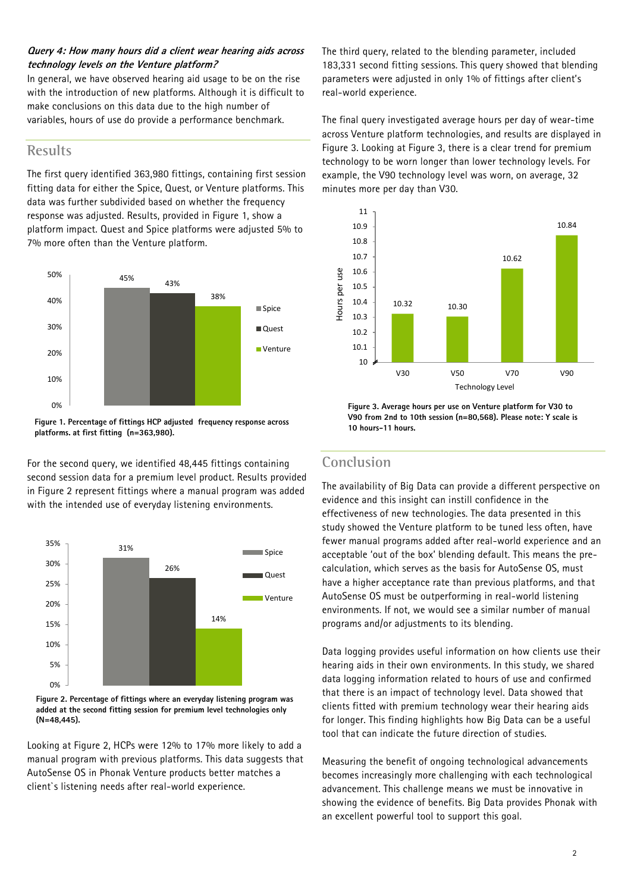***Query 4: How many hours did a client wear hearing aids across technology levels on the Venture platform?***

In general, we have observed hearing aid usage to be on the rise with the introduction of new platforms. Although it is difficult to make conclusions on this data due to the high number of variables, hours of use do provide a performance benchmark.

## Results

The first query identified 363,980 fittings, containing first session fitting data for either the Spice, Quest, or Venture platforms. This data was further subdivided based on whether the frequency response was adjusted. Results, provided in Figure 1, show a platform impact. Quest and Spice platforms were adjusted 5% to 7% more often than the Venture platform.

| Platform | Percentage |
|---|---|
| Spice | 45% |
| Quest | 43% |
| Venture | 38% |

**Figure 1. Percentage of fittings HCP adjusted frequency response across platforms. at first fitting (n=363,980).**

For the second query, we identified 48,445 fittings containing second session data for a premium level product. Results provided in Figure 2 represent fittings where a manual program was added with the intended use of everyday listening environments.

| Platform | Percentage |
|---|---|
| Spice | 31% |
| Quest | 26% |
| Venture | 14% |

**Figure 2. Percentage of fittings where an everyday listening program was added at the second fitting session for premium level technologies only (N=48,445).**

Looking at Figure 2, HCPs were 12% to 17% more likely to add a manual program with previous platforms. This data suggests that AutoSense OS in Phonak Venture products better matches a client`s listening needs after real-world experience.

The third query, related to the blending parameter, included 183,331 second fitting sessions. This query showed that blending parameters were adjusted in only 1% of fittings after client's real-world experience.

The final query investigated average hours per day of wear-time across Venture platform technologies, and results are displayed in Figure 3. Looking at Figure 3, there is a clear trend for premium technology to be worn longer than lower technology levels. For example, the V90 technology level was worn, on average, 32 minutes more per day than V30.

| Technology Level | Hours per use |
|---|---|
| V30 | 10.32 |
| V50 | 10.30 |
| V70 | 10.62 |
| V90 | 10.84 |

**Figure 3. Average hours per use on Venture platform for V30 to V90 from 2nd to 10th session (n=80,568). Please note: Y scale is 10 hours-11 hours.**

## Conclusion

The availability of Big Data can provide a different perspective on evidence and this insight can instill confidence in the effectiveness of new technologies. The data presented in this study showed the Venture platform to be tuned less often, have fewer manual programs added after real-world experience and an acceptable 'out of the box' blending default. This means the pre-calculation, which serves as the basis for AutoSense OS, must have a higher acceptance rate than previous platforms, and that AutoSense OS must be outperforming in real-world listening environments. If not, we would see a similar number of manual programs and/or adjustments to its blending.

Data logging provides useful information on how clients use their hearing aids in their own environments. In this study, we shared data logging information related to hours of use and confirmed that there is an impact of technology level. Data showed that clients fitted with premium technology wear their hearing aids for longer. This finding highlights how Big Data can be a useful tool that can indicate the future direction of studies.

Measuring the benefit of ongoing technological advancements becomes increasingly more challenging with each technological advancement. This challenge means we must be innovative in showing the evidence of benefits. Big Data provides Phonak with an excellent powerful tool to support this goal.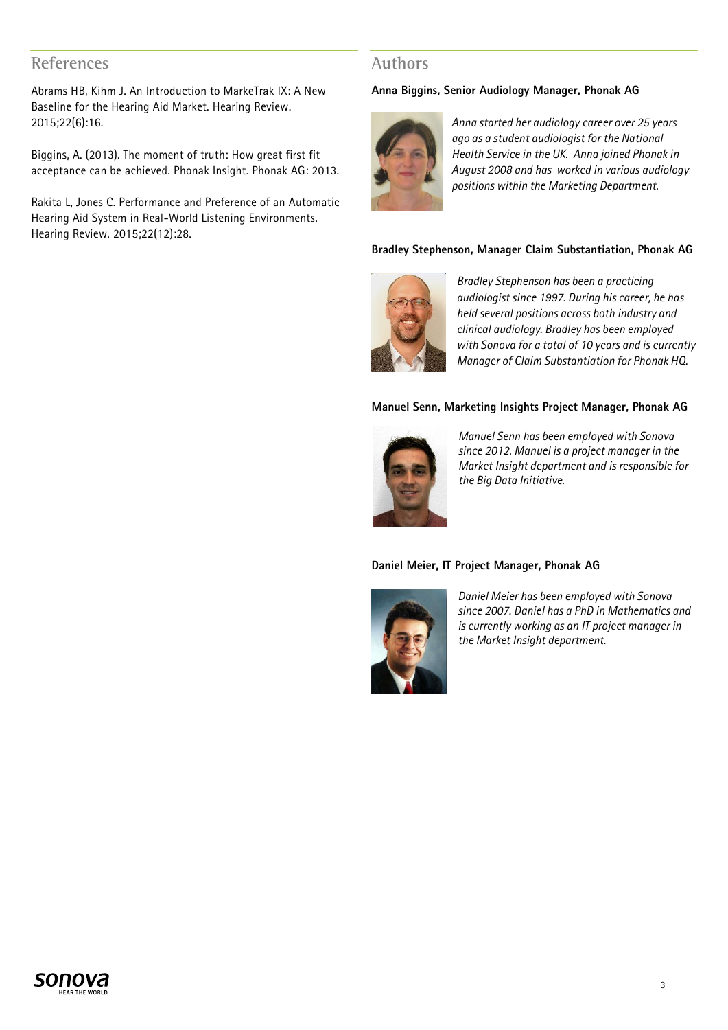## References

Abrams HB, Kihm J. An Introduction to MarkeTrak IX: A New Baseline for the Hearing Aid Market. Hearing Review. 2015;22(6):16.

Biggins, A. (2013). The moment of truth: How great first fit acceptance can be achieved. Phonak Insight. Phonak AG: 2013.

Rakita L, Jones C. Performance and Preference of an Automatic Hearing Aid System in Real-World Listening Environments. Hearing Review. 2015;22(12):28.

## Authors

**Anna Biggins, Senior Audiology Manager, Phonak AG**

*Anna started her audiology career over 25 years ago as a student audiologist for the National Health Service in the UK. Anna joined Phonak in August 2008 and has worked in various audiology positions within the Marketing Department.*

**Bradley Stephenson, Manager Claim Substantiation, Phonak AG**

*Bradley Stephenson has been a practicing audiologist since 1997. During his career, he has held several positions across both industry and clinical audiology. Bradley has been employed with Sonova for a total of 10 years and is currently Manager of Claim Substantiation for Phonak HQ.*

**Manuel Senn, Marketing Insights Project Manager, Phonak AG**

*Manuel Senn has been employed with Sonova since 2012. Manuel is a project manager in the Market Insight department and is responsible for the Big Data Initiative.*

**Daniel Meier, IT Project Manager, Phonak AG**

*Daniel Meier has been employed with Sonova since 2007. Daniel has a PhD in Mathematics and is currently working as an IT project manager in the Market Insight department.*